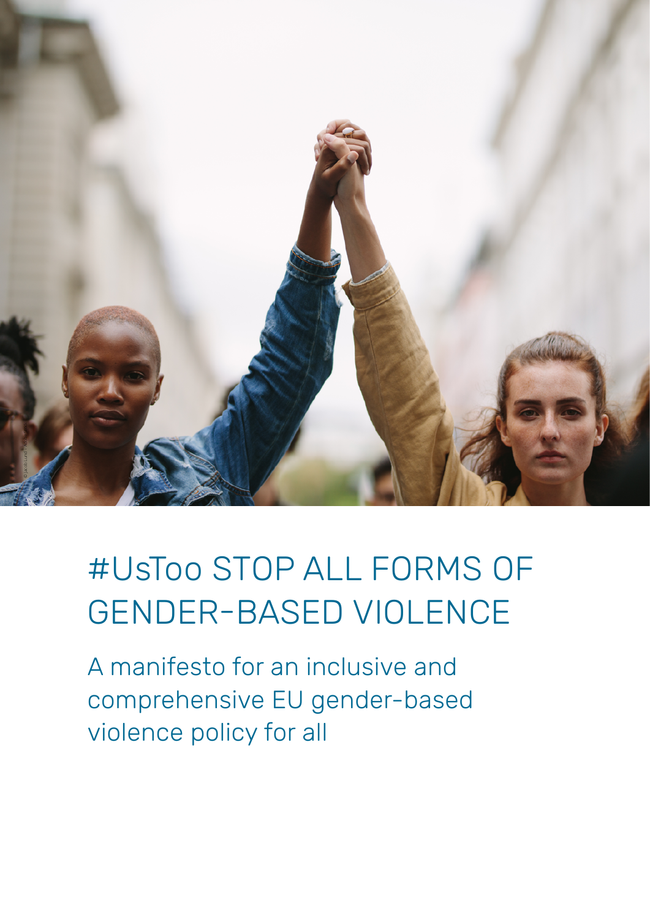# #UsToo STOP ALL FORMS OF GENDER-BASED VIOLENCE

A manifesto for an inclusive and comprehensive EU gender-based violence policy for all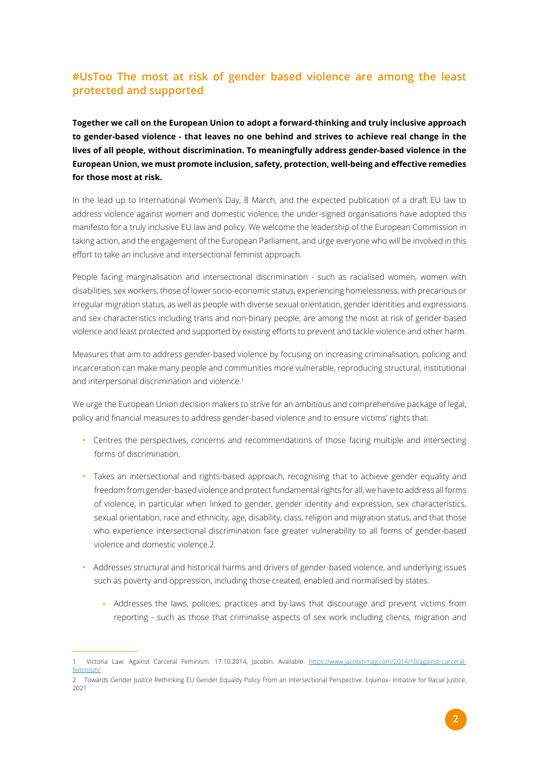## #UsToo The most at risk of gender based violence are among the least protected and supported

**Together we call on the European Union to adopt a forward-thinking and truly inclusive approach to gender-based violence - that leaves no one behind and strives to achieve real change in the lives of all people, without discrimination. To meaningfully address gender-based violence in the European Union, we must promote inclusion, safety, protection, well-being and effective remedies for those most at risk.**

In the lead up to International Women's Day, 8 March, and the expected publication of a draft EU law to address violence against women and domestic violence, the under-signed organisations have adopted this manifesto for a truly inclusive EU law and policy. We welcome the leadership of the European Commission in taking action, and the engagement of the European Parliament, and urge everyone who will be involved in this effort to take an inclusive and intersectional feminist approach.

People facing marginalisation and intersectional discrimination - such as racialised women, women with disabilities, sex workers, those of lower socio-economic status, experiencing homelessness, with precarious or irregular migration status, as well as people with diverse sexual orientation, gender identities and expressions and sex characteristics including trans and non-binary people, are among the most at risk of gender-based violence and least protected and supported by existing efforts to prevent and tackle violence and other harm.

Measures that aim to address gender-based violence by focusing on increasing criminalisation, policing and incarceration can make many people and communities more vulnerable, reproducing structural, institutional and interpersonal discrimination and violence.[1]

We urge the European Union decision makers to strive for an ambitious and comprehensive package of legal, policy and financial measures to address gender-based violence and to ensure victims' rights that:

- Centres the perspectives, concerns and recommendations of those facing multiple and intersecting forms of discrimination.
- Takes an intersectional and rights-based approach, recognising that to achieve gender equality and freedom from gender-based violence and protect fundamental rights for all, we have to address all forms of violence, in particular when linked to gender, gender identity and expression, sex characteristics, sexual orientation, race and ethnicity, age, disability, class, religion and migration status, and that those who experience intersectional discrimination face greater vulnerability to all forms of gender-based violence and domestic violence.2
- Addresses structural and historical harms and drivers of gender-based violence, and underlying issues such as poverty and oppression, including those created, enabled and normalised by states.
  - Addresses the laws, policies, practices and by-laws that discourage and prevent victims from reporting - such as those that criminalise aspects of sex work including clients, migration and

---

1 Victoria Law: Against Carceral Feminism. 17.10.2014, Jacobin. Available: [https://www.jacobinmag.com/2014/10/against-carceral-feminism/](https://www.jacobinmag.com/2014/10/against-carceral-feminism/)

2 Towards Gender Justice Rethinking EU Gender Equality Policy From an Intersectional Perspective. Equinox- Initiative for Racial Justice, 2021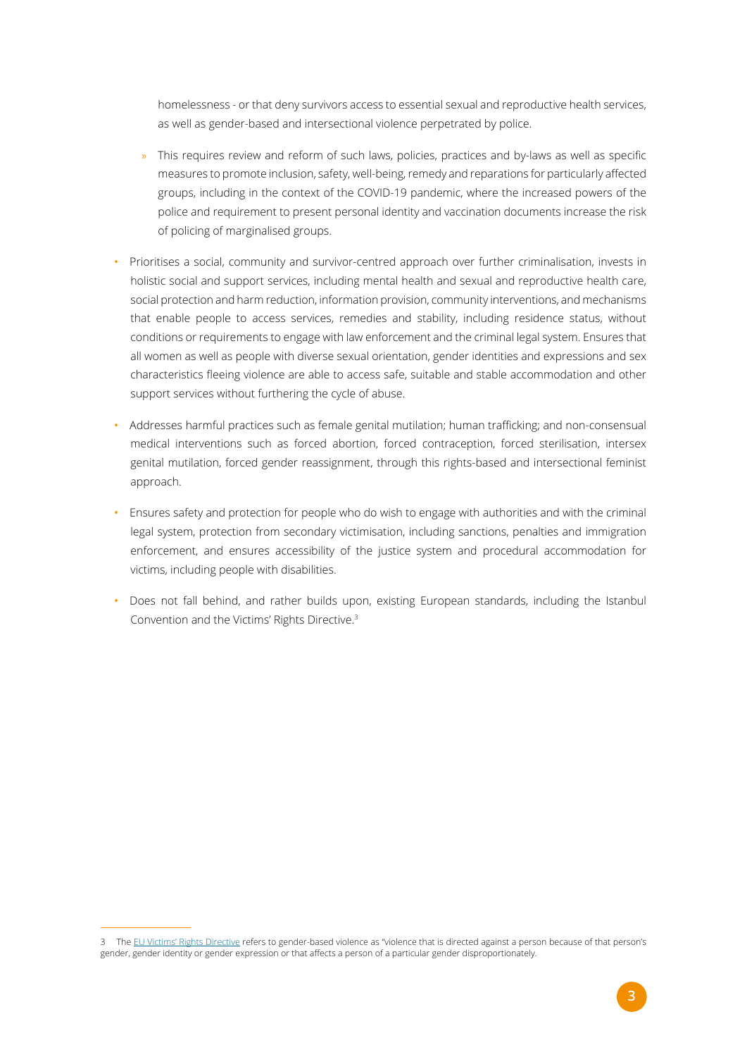homelessness - or that deny survivors access to essential sexual and reproductive health services, as well as gender-based and intersectional violence perpetrated by police.

  - This requires review and reform of such laws, policies, practices and by-laws as well as specific measures to promote inclusion, safety, well-being, remedy and reparations for particularly affected groups, including in the context of the COVID-19 pandemic, where the increased powers of the police and requirement to present personal identity and vaccination documents increase the risk of policing of marginalised groups.

- Prioritises a social, community and survivor-centred approach over further criminalisation, invests in holistic social and support services, including mental health and sexual and reproductive health care, social protection and harm reduction, information provision, community interventions, and mechanisms that enable people to access services, remedies and stability, including residence status, without conditions or requirements to engage with law enforcement and the criminal legal system. Ensures that all women as well as people with diverse sexual orientation, gender identities and expressions and sex characteristics fleeing violence are able to access safe, suitable and stable accommodation and other support services without furthering the cycle of abuse.

- Addresses harmful practices such as female genital mutilation; human trafficking; and non-consensual medical interventions such as forced abortion, forced contraception, forced sterilisation, intersex genital mutilation, forced gender reassignment, through this rights-based and intersectional feminist approach.

- Ensures safety and protection for people who do wish to engage with authorities and with the criminal legal system, protection from secondary victimisation, including sanctions, penalties and immigration enforcement, and ensures accessibility of the justice system and procedural accommodation for victims, including people with disabilities.

- Does not fall behind, and rather builds upon, existing European standards, including the Istanbul Convention and the Victims' Rights Directive.[3]

---

3 The EU Victims' Rights Directive refers to gender-based violence as "violence that is directed against a person because of that person's gender, gender identity or gender expression or that affects a person of a particular gender disproportionately.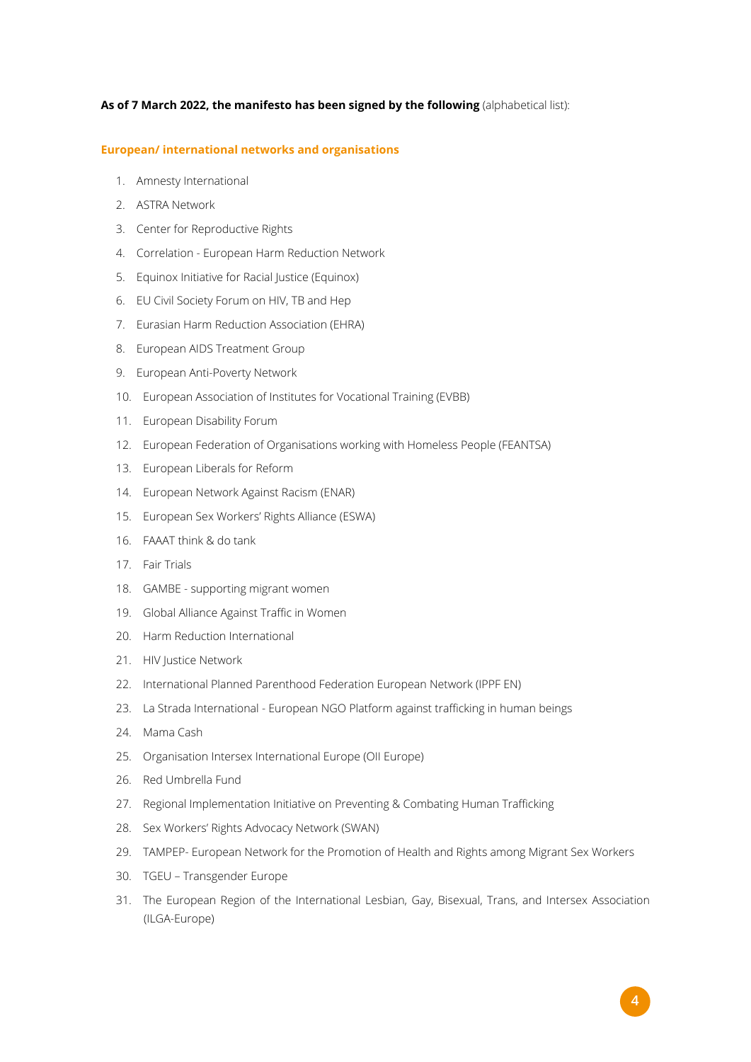**As of 7 March 2022, the manifesto has been signed by the following** (alphabetical list):

### European/ international networks and organisations

1. Amnesty International
2. ASTRA Network
3. Center for Reproductive Rights
4. Correlation - European Harm Reduction Network
5. Equinox Initiative for Racial Justice (Equinox)
6. EU Civil Society Forum on HIV, TB and Hep
7. Eurasian Harm Reduction Association (EHRA)
8. European AIDS Treatment Group
9. European Anti-Poverty Network
10. European Association of Institutes for Vocational Training (EVBB)
11. European Disability Forum
12. European Federation of Organisations working with Homeless People (FEANTSA)
13. European Liberals for Reform
14. European Network Against Racism (ENAR)
15. European Sex Workers' Rights Alliance (ESWA)
16. FAAAT think & do tank
17. Fair Trials
18. GAMBE - supporting migrant women
19. Global Alliance Against Traffic in Women
20. Harm Reduction International
21. HIV Justice Network
22. International Planned Parenthood Federation European Network (IPPF EN)
23. La Strada International - European NGO Platform against trafficking in human beings
24. Mama Cash
25. Organisation Intersex International Europe (OII Europe)
26. Red Umbrella Fund
27. Regional Implementation Initiative on Preventing & Combating Human Trafficking
28. Sex Workers' Rights Advocacy Network (SWAN)
29. TAMPEP- European Network for the Promotion of Health and Rights among Migrant Sex Workers
30. TGEU – Transgender Europe
31. The European Region of the International Lesbian, Gay, Bisexual, Trans, and Intersex Association (ILGA-Europe)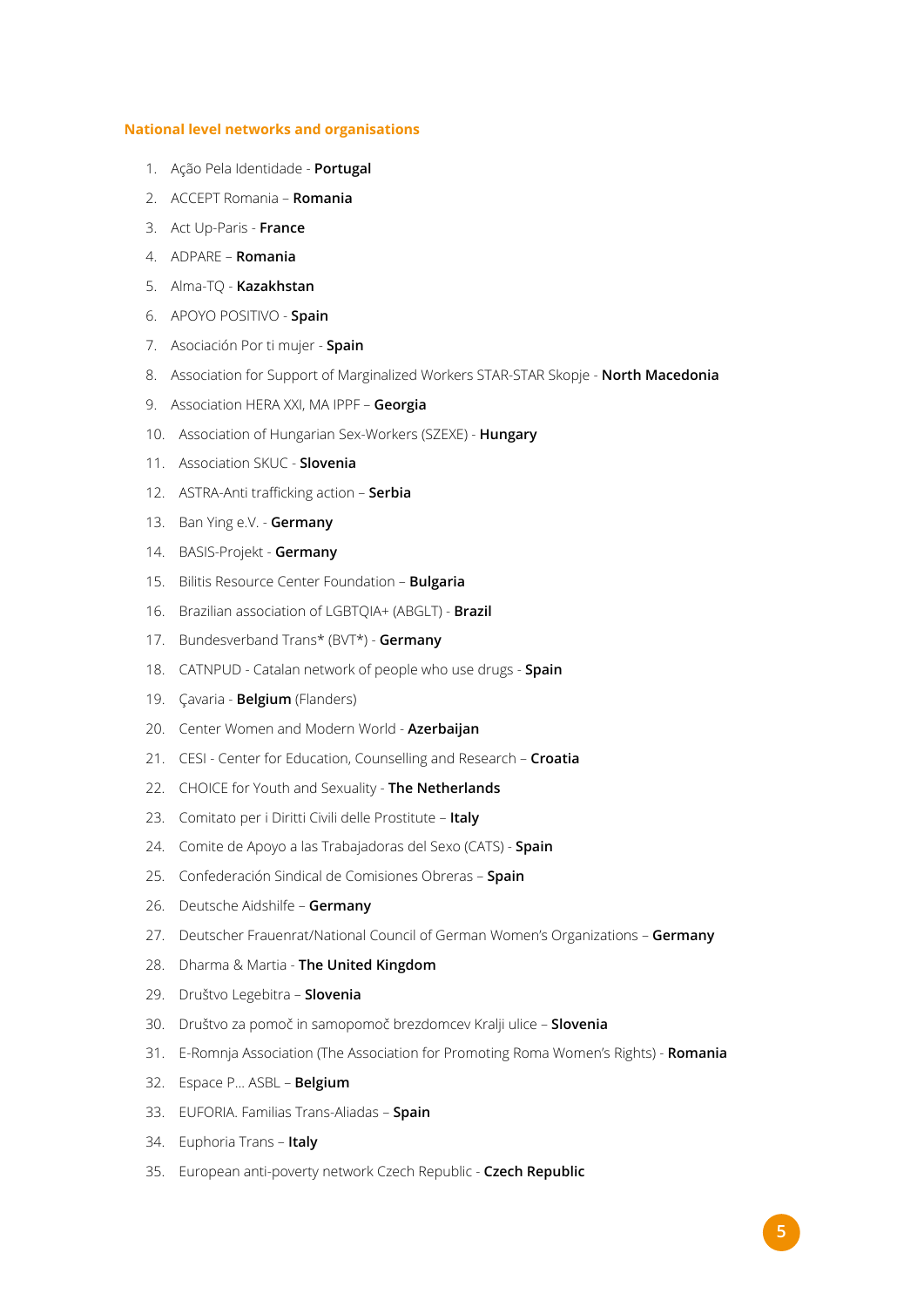### National level networks and organisations

1. Ação Pela Identidade - **Portugal**
2. ACCEPT Romania – **Romania**
3. Act Up-Paris - **France**
4. ADPARE – **Romania**
5. Alma-TQ - **Kazakhstan**
6. APOYO POSITIVO - **Spain**
7. Asociación Por ti mujer - **Spain**
8. Association for Support of Marginalized Workers STAR-STAR Skopje - **North Macedonia**
9. Association HERA XXI, MA IPPF – **Georgia**
10. Association of Hungarian Sex-Workers (SZEXE) - **Hungary**
11. Association SKUC - **Slovenia**
12. ASTRA-Anti trafficking action – **Serbia**
13. Ban Ying e.V. - **Germany**
14. BASIS-Projekt - **Germany**
15. Bilitis Resource Center Foundation – **Bulgaria**
16. Brazilian association of LGBTQIA+ (ABGLT) - **Brazil**
17. Bundesverband Trans* (BVT*) - **Germany**
18. CATNPUD - Catalan network of people who use drugs - **Spain**
19. Çavaria - **Belgium** (Flanders)
20. Center Women and Modern World - **Azerbaijan**
21. CESI - Center for Education, Counselling and Research – **Croatia**
22. CHOICE for Youth and Sexuality - **The Netherlands**
23. Comitato per i Diritti Civili delle Prostitute – **Italy**
24. Comite de Apoyo a las Trabajadoras del Sexo (CATS) - **Spain**
25. Confederación Sindical de Comisiones Obreras – **Spain**
26. Deutsche Aidshilfe – **Germany**
27. Deutscher Frauenrat/National Council of German Women's Organizations – **Germany**
28. Dharma & Martia - **The United Kingdom**
29. Društvo Legebitra – **Slovenia**
30. Društvo za pomoč in samopomoč brezdomcev Kralji ulice – **Slovenia**
31. E-Romnja Association (The Association for Promoting Roma Women's Rights) - **Romania**
32. Espace P... ASBL – **Belgium**
33. EUFORIA. Familias Trans-Aliadas – **Spain**
34. Euphoria Trans – **Italy**
35. European anti-poverty network Czech Republic - **Czech Republic**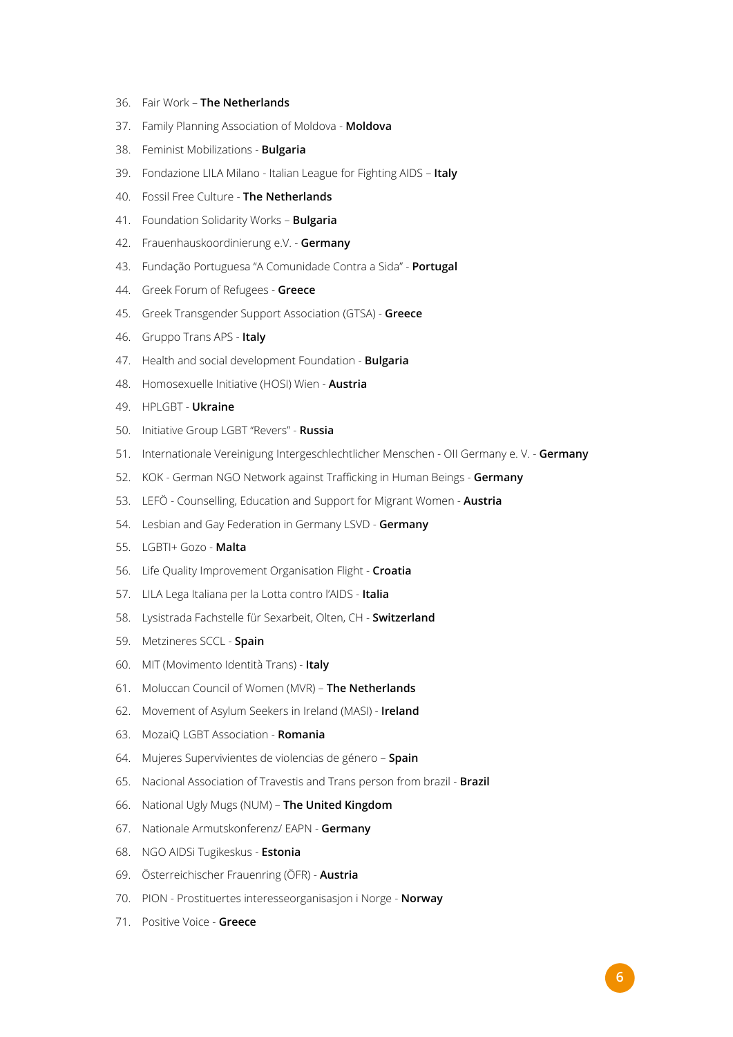36. Fair Work – **The Netherlands**
37. Family Planning Association of Moldova - **Moldova**
38. Feminist Mobilizations - **Bulgaria**
39. Fondazione LILA Milano - Italian League for Fighting AIDS – **Italy**
40. Fossil Free Culture - **The Netherlands**
41. Foundation Solidarity Works – **Bulgaria**
42. Frauenhauskoordinierung e.V. - **Germany**
43. Fundação Portuguesa "A Comunidade Contra a Sida" - **Portugal**
44. Greek Forum of Refugees - **Greece**
45. Greek Transgender Support Association (GTSA) - **Greece**
46. Gruppo Trans APS - **Italy**
47. Health and social development Foundation - **Bulgaria**
48. Homosexuelle Initiative (HOSI) Wien - **Austria**
49. HPLGBT - **Ukraine**
50. Initiative Group LGBT "Revers" - **Russia**
51. Internationale Vereinigung Intergeschlechtlicher Menschen - OII Germany e. V. - **Germany**
52. KOK - German NGO Network against Trafficking in Human Beings - **Germany**
53. LEFÖ - Counselling, Education and Support for Migrant Women - **Austria**
54. Lesbian and Gay Federation in Germany LSVD - **Germany**
55. LGBTI+ Gozo - **Malta**
56. Life Quality Improvement Organisation Flight - **Croatia**
57. LILA Lega Italiana per la Lotta contro l'AIDS - **Italia**
58. Lysistrada Fachstelle für Sexarbeit, Olten, CH - **Switzerland**
59. Metzineres SCCL - **Spain**
60. MIT (Movimento Identità Trans) - **Italy**
61. Moluccan Council of Women (MVR) – **The Netherlands**
62. Movement of Asylum Seekers in Ireland (MASI) - **Ireland**
63. MozaiQ LGBT Association - **Romania**
64. Mujeres Supervivientes de violencias de género – **Spain**
65. Nacional Association of Travestis and Trans person from brazil - **Brazil**
66. National Ugly Mugs (NUM) – **The United Kingdom**
67. Nationale Armutskonferenz/ EAPN - **Germany**
68. NGO AIDSi Tugikeskus - **Estonia**
69. Österreichischer Frauenring (ÖFR) - **Austria**
70. PION - Prostituertes interesseorganisasjon i Norge - **Norway**
71. Positive Voice - **Greece**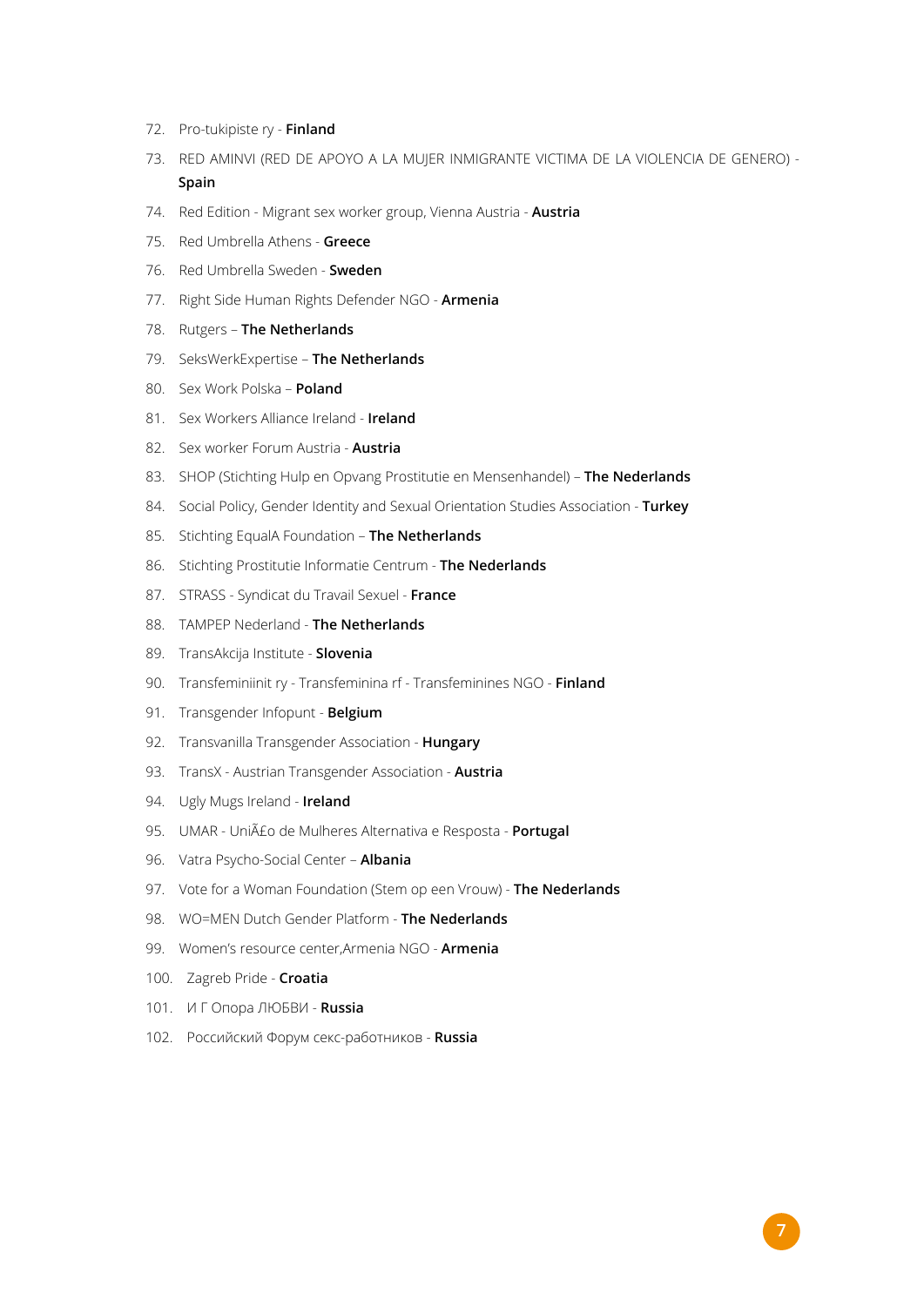72. Pro-tukipiste ry - **Finland**
73. RED AMINVI (RED DE APOYO A LA MUJER INMIGRANTE VICTIMA DE LA VIOLENCIA DE GENERO) - **Spain**
74. Red Edition - Migrant sex worker group, Vienna Austria - **Austria**
75. Red Umbrella Athens - **Greece**
76. Red Umbrella Sweden - **Sweden**
77. Right Side Human Rights Defender NGO - **Armenia**
78. Rutgers – **The Netherlands**
79. SeksWerkExpertise – **The Netherlands**
80. Sex Work Polska – **Poland**
81. Sex Workers Alliance Ireland - **Ireland**
82. Sex worker Forum Austria - **Austria**
83. SHOP (Stichting Hulp en Opvang Prostitutie en Mensenhandel) – **The Nederlands**
84. Social Policy, Gender Identity and Sexual Orientation Studies Association - **Turkey**
85. Stichting EqualA Foundation – **The Netherlands**
86. Stichting Prostitutie Informatie Centrum - **The Nederlands**
87. STRASS - Syndicat du Travail Sexuel - **France**
88. TAMPEP Nederland - **The Netherlands**
89. TransAkcija Institute - **Slovenia**
90. Transfeminiinit ry - Transfeminina rf - Transfeminines NGO - **Finland**
91. Transgender Infopunt - **Belgium**
92. Transvanilla Transgender Association - **Hungary**
93. TransX - Austrian Transgender Association - **Austria**
94. Ugly Mugs Ireland - **Ireland**
95. UMAR - UniÃ£o de Mulheres Alternativa e Resposta - **Portugal**
96. Vatra Psycho-Social Center – **Albania**
97. Vote for a Woman Foundation (Stem op een Vrouw) - **The Nederlands**
98. WO=MEN Dutch Gender Platform - **The Nederlands**
99. Women's resource center,Armenia NGO - **Armenia**
100. Zagreb Pride - **Croatia**
101. И Г Опора ЛЮБВИ - **Russia**
102. Российский Форум секс-работников - **Russia**